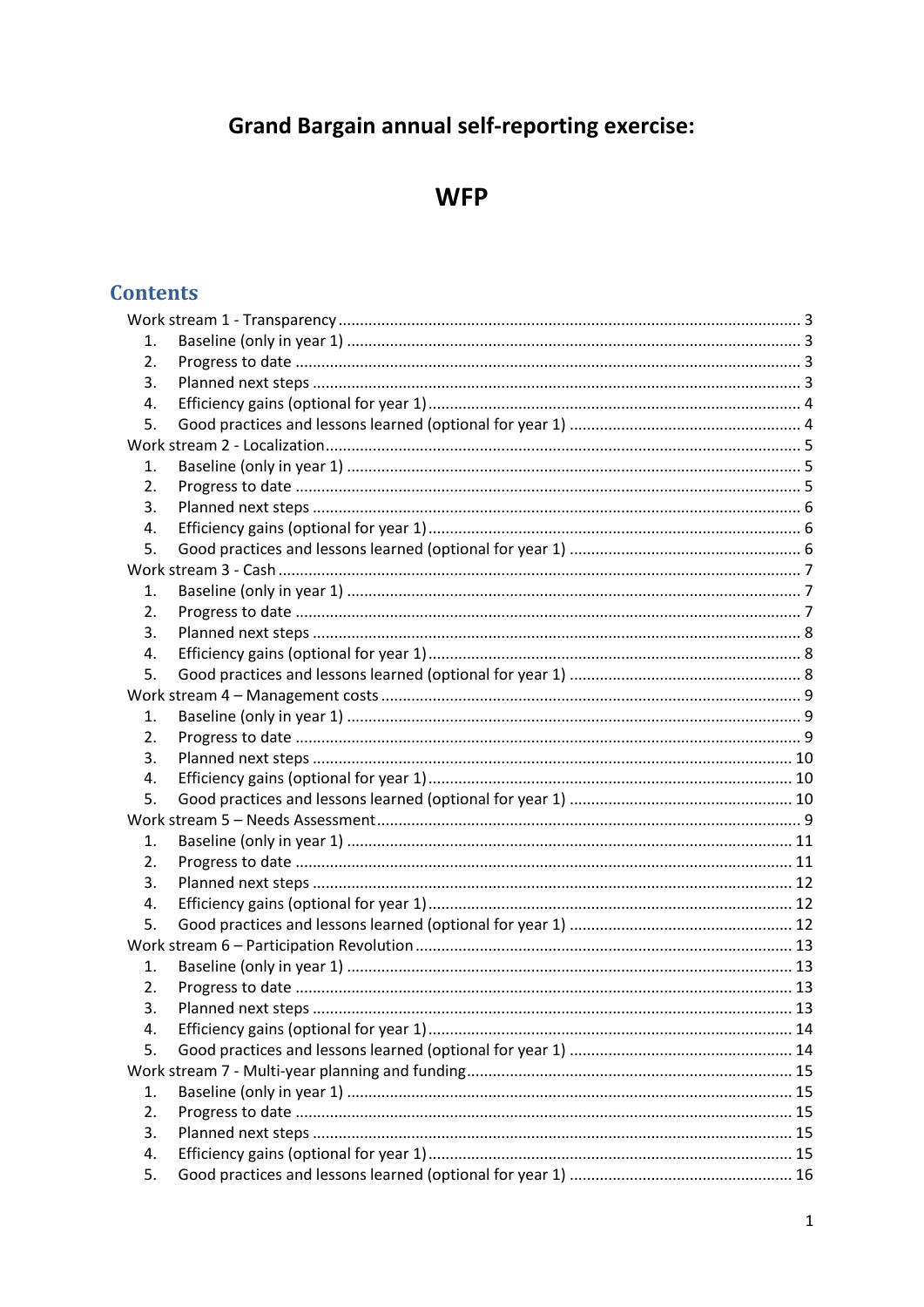# Grand Bargain annual self-reporting exercise:

# WFP

## Contents

- Work stream 1 - Transparency ..... 3
  1. Baseline (only in year 1) ..... 3
  2. Progress to date ..... 3
  3. Planned next steps ..... 3
  4. Efficiency gains (optional for year 1) ..... 4
  5. Good practices and lessons learned (optional for year 1) ..... 4
- Work stream 2 - Localization ..... 5
  1. Baseline (only in year 1) ..... 5
  2. Progress to date ..... 5
  3. Planned next steps ..... 6
  4. Efficiency gains (optional for year 1) ..... 6
  5. Good practices and lessons learned (optional for year 1) ..... 6
- Work stream 3 - Cash ..... 7
  1. Baseline (only in year 1) ..... 7
  2. Progress to date ..... 7
  3. Planned next steps ..... 8
  4. Efficiency gains (optional for year 1) ..... 8
  5. Good practices and lessons learned (optional for year 1) ..... 8
- Work stream 4 – Management costs ..... 9
  1. Baseline (only in year 1) ..... 9
  2. Progress to date ..... 9
  3. Planned next steps ..... 10
  4. Efficiency gains (optional for year 1) ..... 10
  5. Good practices and lessons learned (optional for year 1) ..... 10
- Work stream 5 – Needs Assessment ..... 9
  1. Baseline (only in year 1) ..... 11
  2. Progress to date ..... 11
  3. Planned next steps ..... 12
  4. Efficiency gains (optional for year 1) ..... 12
  5. Good practices and lessons learned (optional for year 1) ..... 12
- Work stream 6 – Participation Revolution ..... 13
  1. Baseline (only in year 1) ..... 13
  2. Progress to date ..... 13
  3. Planned next steps ..... 13
  4. Efficiency gains (optional for year 1) ..... 14
  5. Good practices and lessons learned (optional for year 1) ..... 14
- Work stream 7 - Multi-year planning and funding ..... 15
  1. Baseline (only in year 1) ..... 15
  2. Progress to date ..... 15
  3. Planned next steps ..... 15
  4. Efficiency gains (optional for year 1) ..... 15
  5. Good practices and lessons learned (optional for year 1) ..... 16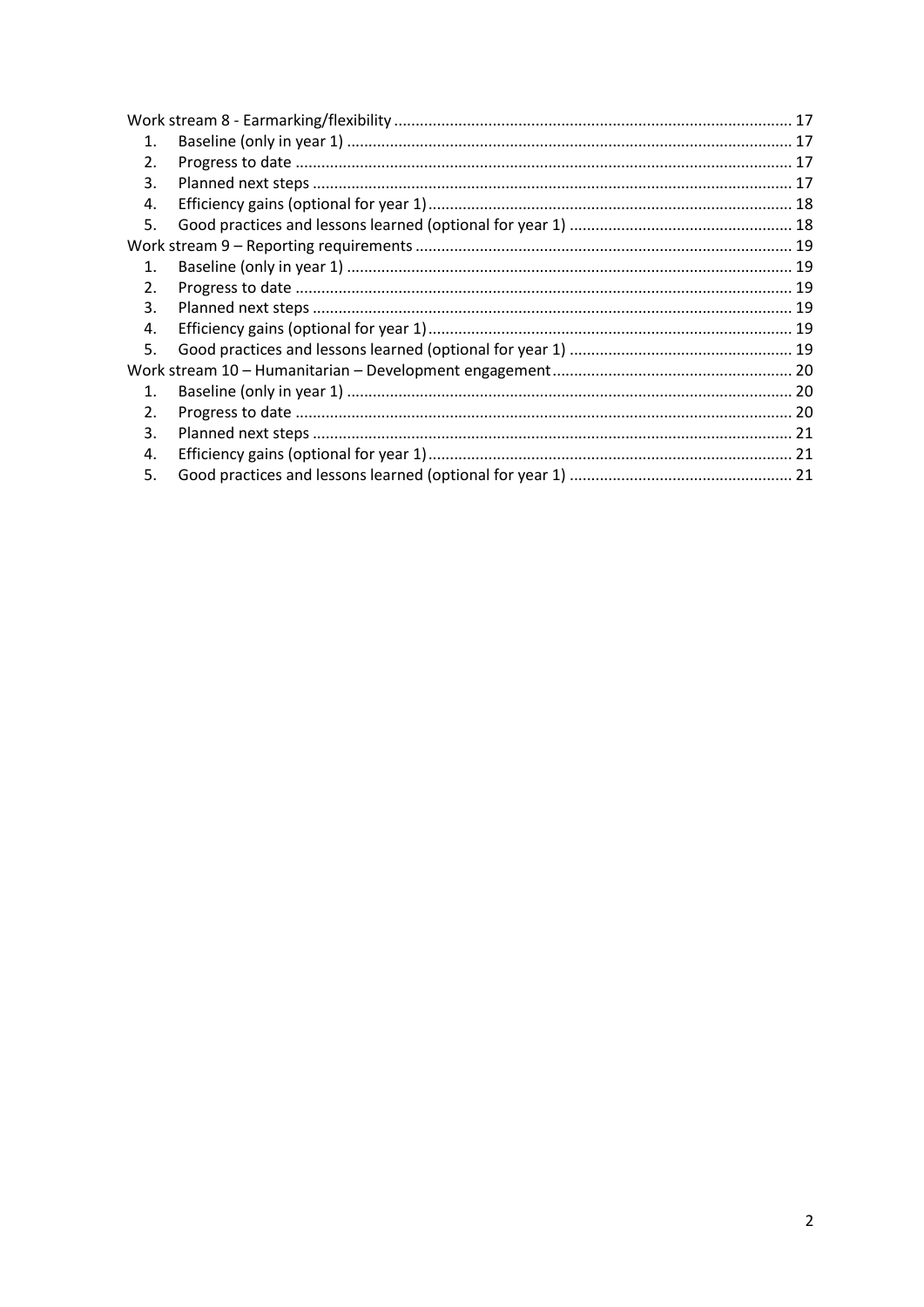Work stream 8 - Earmarking/flexibility ..... 17

1. Baseline (only in year 1) ..... 17
2. Progress to date ..... 17
3. Planned next steps ..... 17
4. Efficiency gains (optional for year 1) ..... 18
5. Good practices and lessons learned (optional for year 1) ..... 18

Work stream 9 – Reporting requirements ..... 19

1. Baseline (only in year 1) ..... 19
2. Progress to date ..... 19
3. Planned next steps ..... 19
4. Efficiency gains (optional for year 1) ..... 19
5. Good practices and lessons learned (optional for year 1) ..... 19

Work stream 10 – Humanitarian – Development engagement ..... 20

1. Baseline (only in year 1) ..... 20
2. Progress to date ..... 20
3. Planned next steps ..... 21
4. Efficiency gains (optional for year 1) ..... 21
5. Good practices and lessons learned (optional for year 1) ..... 21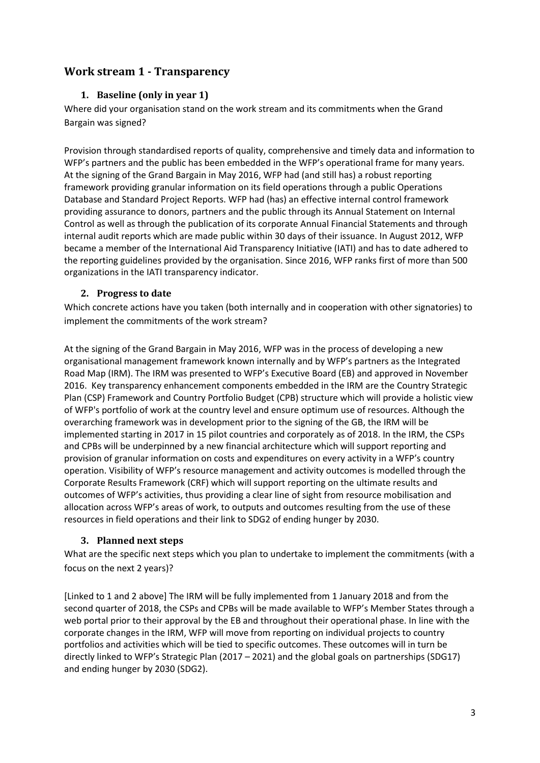## Work stream 1 - Transparency

### 1. Baseline (only in year 1)

Where did your organisation stand on the work stream and its commitments when the Grand Bargain was signed?

Provision through standardised reports of quality, comprehensive and timely data and information to WFP's partners and the public has been embedded in the WFP's operational frame for many years. At the signing of the Grand Bargain in May 2016, WFP had (and still has) a robust reporting framework providing granular information on its field operations through a public Operations Database and Standard Project Reports. WFP had (has) an effective internal control framework providing assurance to donors, partners and the public through its Annual Statement on Internal Control as well as through the publication of its corporate Annual Financial Statements and through internal audit reports which are made public within 30 days of their issuance. In August 2012, WFP became a member of the International Aid Transparency Initiative (IATI) and has to date adhered to the reporting guidelines provided by the organisation. Since 2016, WFP ranks first of more than 500 organizations in the IATI transparency indicator.

### 2. Progress to date

Which concrete actions have you taken (both internally and in cooperation with other signatories) to implement the commitments of the work stream?

At the signing of the Grand Bargain in May 2016, WFP was in the process of developing a new organisational management framework known internally and by WFP's partners as the Integrated Road Map (IRM). The IRM was presented to WFP's Executive Board (EB) and approved in November 2016. Key transparency enhancement components embedded in the IRM are the Country Strategic Plan (CSP) Framework and Country Portfolio Budget (CPB) structure which will provide a holistic view of WFP's portfolio of work at the country level and ensure optimum use of resources. Although the overarching framework was in development prior to the signing of the GB, the IRM will be implemented starting in 2017 in 15 pilot countries and corporately as of 2018. In the IRM, the CSPs and CPBs will be underpinned by a new financial architecture which will support reporting and provision of granular information on costs and expenditures on every activity in a WFP's country operation. Visibility of WFP's resource management and activity outcomes is modelled through the Corporate Results Framework (CRF) which will support reporting on the ultimate results and outcomes of WFP's activities, thus providing a clear line of sight from resource mobilisation and allocation across WFP's areas of work, to outputs and outcomes resulting from the use of these resources in field operations and their link to SDG2 of ending hunger by 2030.

### 3. Planned next steps

What are the specific next steps which you plan to undertake to implement the commitments (with a focus on the next 2 years)?

[Linked to 1 and 2 above] The IRM will be fully implemented from 1 January 2018 and from the second quarter of 2018, the CSPs and CPBs will be made available to WFP's Member States through a web portal prior to their approval by the EB and throughout their operational phase. In line with the corporate changes in the IRM, WFP will move from reporting on individual projects to country portfolios and activities which will be tied to specific outcomes. These outcomes will in turn be directly linked to WFP's Strategic Plan (2017 – 2021) and the global goals on partnerships (SDG17) and ending hunger by 2030 (SDG2).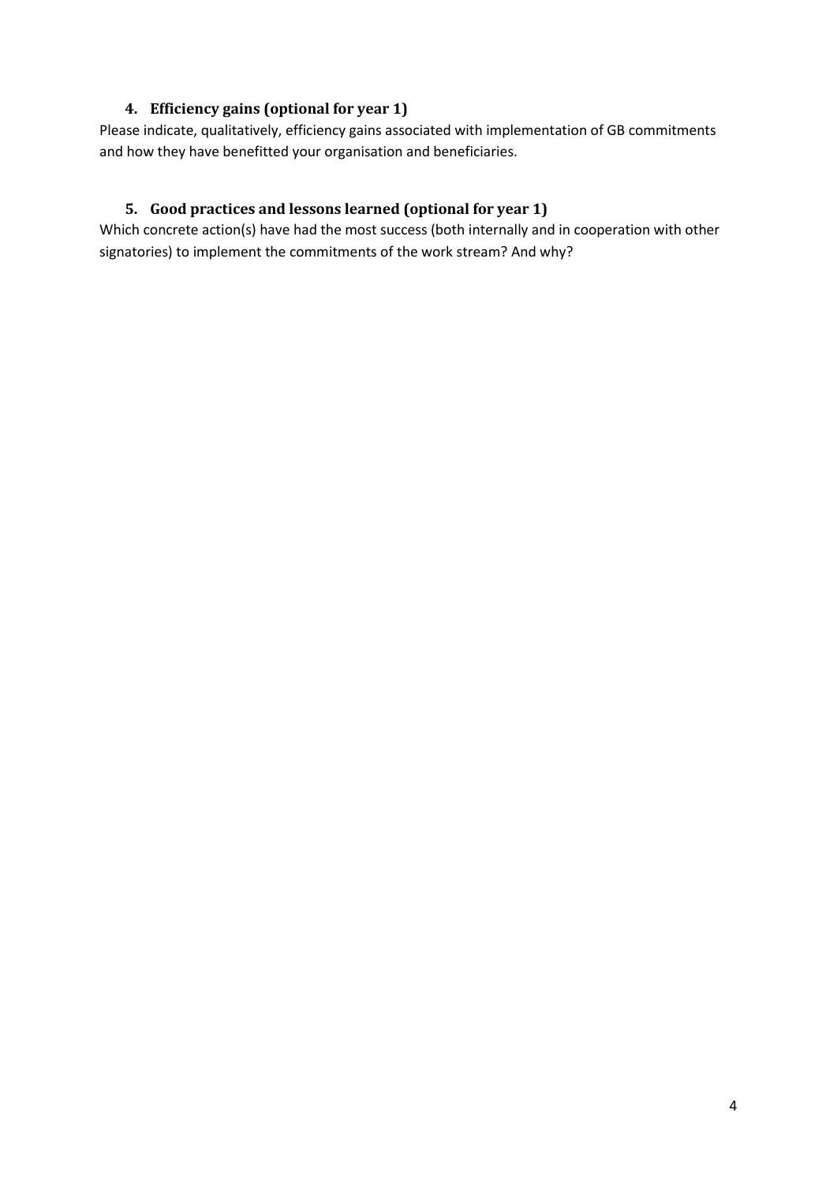### 4. Efficiency gains (optional for year 1)

Please indicate, qualitatively, efficiency gains associated with implementation of GB commitments and how they have benefitted your organisation and beneficiaries.

### 5. Good practices and lessons learned (optional for year 1)

Which concrete action(s) have had the most success (both internally and in cooperation with other signatories) to implement the commitments of the work stream? And why?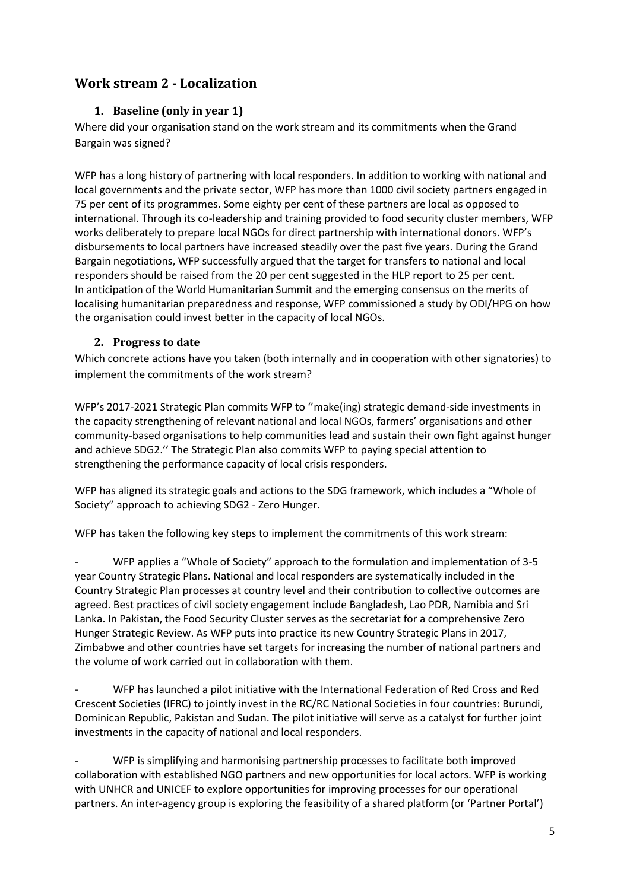## Work stream 2 - Localization

### 1. Baseline (only in year 1)

Where did your organisation stand on the work stream and its commitments when the Grand Bargain was signed?

WFP has a long history of partnering with local responders. In addition to working with national and local governments and the private sector, WFP has more than 1000 civil society partners engaged in 75 per cent of its programmes. Some eighty per cent of these partners are local as opposed to international. Through its co-leadership and training provided to food security cluster members, WFP works deliberately to prepare local NGOs for direct partnership with international donors. WFP's disbursements to local partners have increased steadily over the past five years. During the Grand Bargain negotiations, WFP successfully argued that the target for transfers to national and local responders should be raised from the 20 per cent suggested in the HLP report to 25 per cent. In anticipation of the World Humanitarian Summit and the emerging consensus on the merits of localising humanitarian preparedness and response, WFP commissioned a study by ODI/HPG on how the organisation could invest better in the capacity of local NGOs.

### 2. Progress to date

Which concrete actions have you taken (both internally and in cooperation with other signatories) to implement the commitments of the work stream?

WFP's 2017-2021 Strategic Plan commits WFP to ''make(ing) strategic demand-side investments in the capacity strengthening of relevant national and local NGOs, farmers' organisations and other community-based organisations to help communities lead and sustain their own fight against hunger and achieve SDG2.'' The Strategic Plan also commits WFP to paying special attention to strengthening the performance capacity of local crisis responders.

WFP has aligned its strategic goals and actions to the SDG framework, which includes a "Whole of Society" approach to achieving SDG2 - Zero Hunger.

WFP has taken the following key steps to implement the commitments of this work stream:

- WFP applies a "Whole of Society" approach to the formulation and implementation of 3-5 year Country Strategic Plans. National and local responders are systematically included in the Country Strategic Plan processes at country level and their contribution to collective outcomes are agreed. Best practices of civil society engagement include Bangladesh, Lao PDR, Namibia and Sri Lanka. In Pakistan, the Food Security Cluster serves as the secretariat for a comprehensive Zero Hunger Strategic Review. As WFP puts into practice its new Country Strategic Plans in 2017, Zimbabwe and other countries have set targets for increasing the number of national partners and the volume of work carried out in collaboration with them.

- WFP has launched a pilot initiative with the International Federation of Red Cross and Red Crescent Societies (IFRC) to jointly invest in the RC/RC National Societies in four countries: Burundi, Dominican Republic, Pakistan and Sudan. The pilot initiative will serve as a catalyst for further joint investments in the capacity of national and local responders.

- WFP is simplifying and harmonising partnership processes to facilitate both improved collaboration with established NGO partners and new opportunities for local actors. WFP is working with UNHCR and UNICEF to explore opportunities for improving processes for our operational partners. An inter-agency group is exploring the feasibility of a shared platform (or 'Partner Portal')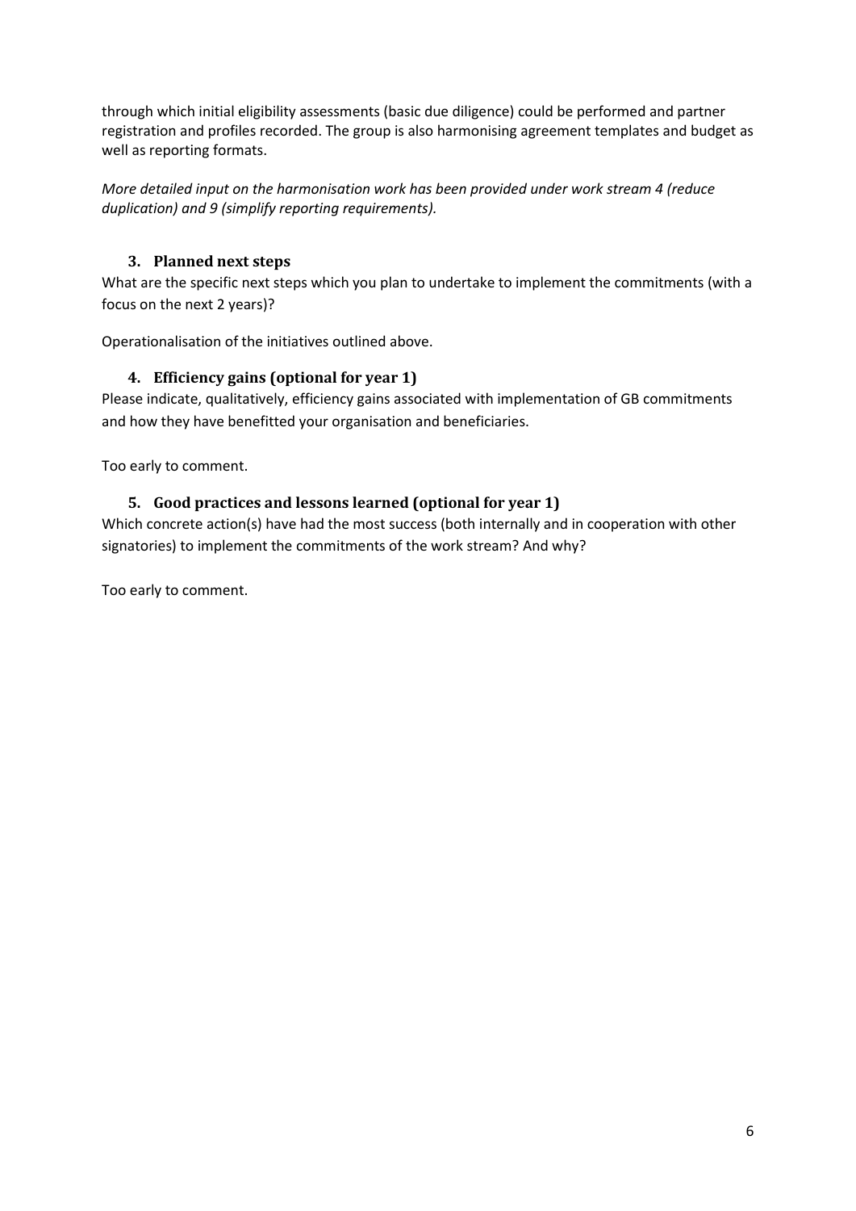through which initial eligibility assessments (basic due diligence) could be performed and partner registration and profiles recorded. The group is also harmonising agreement templates and budget as well as reporting formats.

*More detailed input on the harmonisation work has been provided under work stream 4 (reduce duplication) and 9 (simplify reporting requirements).*

### 3. Planned next steps

What are the specific next steps which you plan to undertake to implement the commitments (with a focus on the next 2 years)?

Operationalisation of the initiatives outlined above.

### 4. Efficiency gains (optional for year 1)

Please indicate, qualitatively, efficiency gains associated with implementation of GB commitments and how they have benefitted your organisation and beneficiaries.

Too early to comment.

### 5. Good practices and lessons learned (optional for year 1)

Which concrete action(s) have had the most success (both internally and in cooperation with other signatories) to implement the commitments of the work stream? And why?

Too early to comment.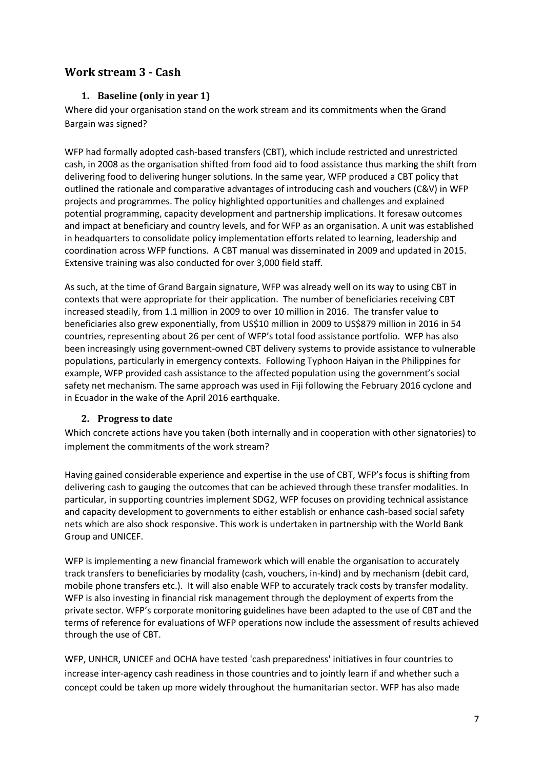## Work stream 3 - Cash

### 1. Baseline (only in year 1)

Where did your organisation stand on the work stream and its commitments when the Grand Bargain was signed?

WFP had formally adopted cash-based transfers (CBT), which include restricted and unrestricted cash, in 2008 as the organisation shifted from food aid to food assistance thus marking the shift from delivering food to delivering hunger solutions. In the same year, WFP produced a CBT policy that outlined the rationale and comparative advantages of introducing cash and vouchers (C&V) in WFP projects and programmes. The policy highlighted opportunities and challenges and explained potential programming, capacity development and partnership implications. It foresaw outcomes and impact at beneficiary and country levels, and for WFP as an organisation. A unit was established in headquarters to consolidate policy implementation efforts related to learning, leadership and coordination across WFP functions. A CBT manual was disseminated in 2009 and updated in 2015. Extensive training was also conducted for over 3,000 field staff.

As such, at the time of Grand Bargain signature, WFP was already well on its way to using CBT in contexts that were appropriate for their application. The number of beneficiaries receiving CBT increased steadily, from 1.1 million in 2009 to over 10 million in 2016. The transfer value to beneficiaries also grew exponentially, from US$10 million in 2009 to US$879 million in 2016 in 54 countries, representing about 26 per cent of WFP's total food assistance portfolio. WFP has also been increasingly using government-owned CBT delivery systems to provide assistance to vulnerable populations, particularly in emergency contexts. Following Typhoon Haiyan in the Philippines for example, WFP provided cash assistance to the affected population using the government's social safety net mechanism. The same approach was used in Fiji following the February 2016 cyclone and in Ecuador in the wake of the April 2016 earthquake.

### 2. Progress to date

Which concrete actions have you taken (both internally and in cooperation with other signatories) to implement the commitments of the work stream?

Having gained considerable experience and expertise in the use of CBT, WFP's focus is shifting from delivering cash to gauging the outcomes that can be achieved through these transfer modalities. In particular, in supporting countries implement SDG2, WFP focuses on providing technical assistance and capacity development to governments to either establish or enhance cash-based social safety nets which are also shock responsive. This work is undertaken in partnership with the World Bank Group and UNICEF.

WFP is implementing a new financial framework which will enable the organisation to accurately track transfers to beneficiaries by modality (cash, vouchers, in-kind) and by mechanism (debit card, mobile phone transfers etc.). It will also enable WFP to accurately track costs by transfer modality. WFP is also investing in financial risk management through the deployment of experts from the private sector. WFP's corporate monitoring guidelines have been adapted to the use of CBT and the terms of reference for evaluations of WFP operations now include the assessment of results achieved through the use of CBT.

WFP, UNHCR, UNICEF and OCHA have tested 'cash preparedness' initiatives in four countries to increase inter-agency cash readiness in those countries and to jointly learn if and whether such a concept could be taken up more widely throughout the humanitarian sector. WFP has also made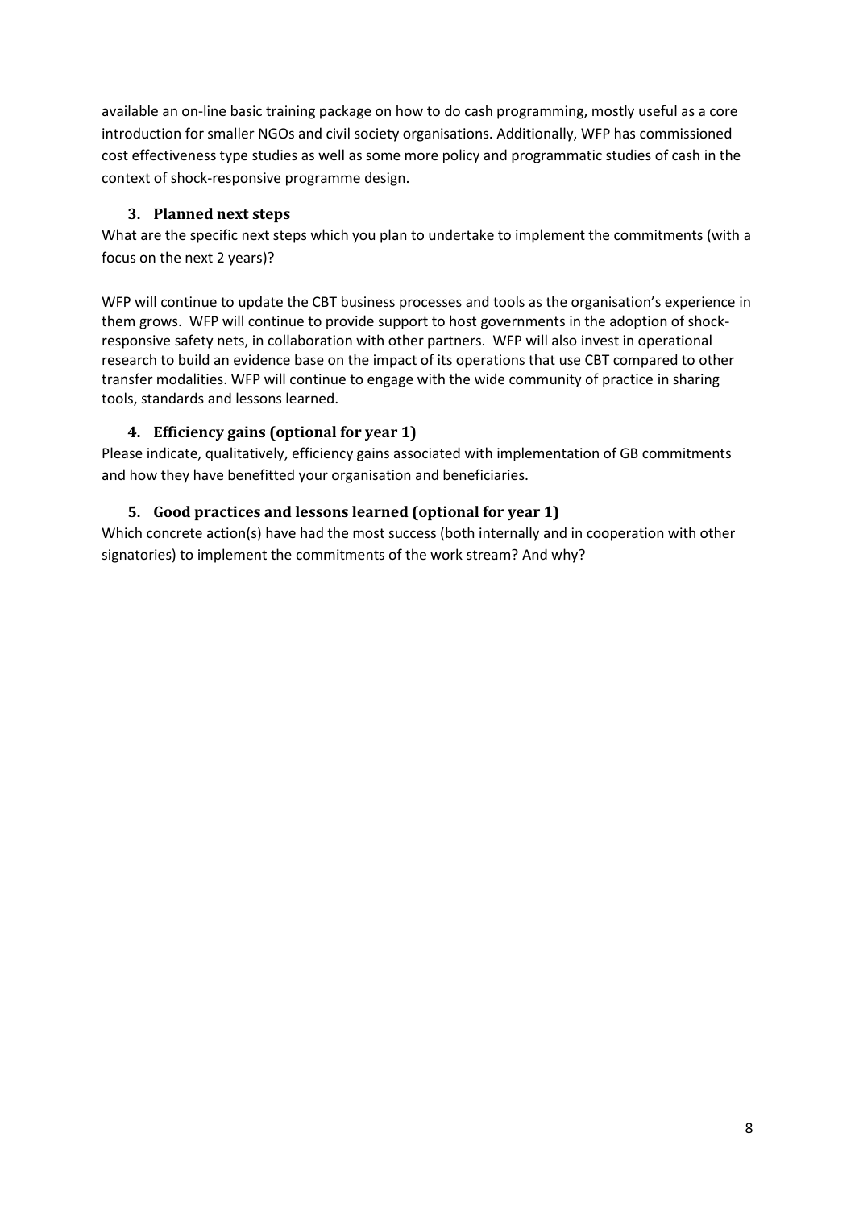available an on-line basic training package on how to do cash programming, mostly useful as a core introduction for smaller NGOs and civil society organisations. Additionally, WFP has commissioned cost effectiveness type studies as well as some more policy and programmatic studies of cash in the context of shock-responsive programme design.

### 3. Planned next steps

What are the specific next steps which you plan to undertake to implement the commitments (with a focus on the next 2 years)?

WFP will continue to update the CBT business processes and tools as the organisation's experience in them grows. WFP will continue to provide support to host governments in the adoption of shock-responsive safety nets, in collaboration with other partners. WFP will also invest in operational research to build an evidence base on the impact of its operations that use CBT compared to other transfer modalities. WFP will continue to engage with the wide community of practice in sharing tools, standards and lessons learned.

### 4. Efficiency gains (optional for year 1)

Please indicate, qualitatively, efficiency gains associated with implementation of GB commitments and how they have benefitted your organisation and beneficiaries.

### 5. Good practices and lessons learned (optional for year 1)

Which concrete action(s) have had the most success (both internally and in cooperation with other signatories) to implement the commitments of the work stream? And why?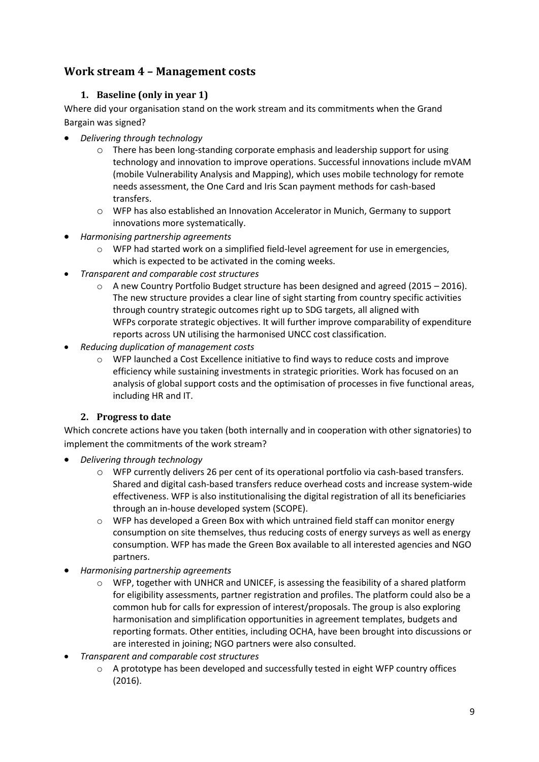## Work stream 4 – Management costs

### 1. Baseline (only in year 1)

Where did your organisation stand on the work stream and its commitments when the Grand Bargain was signed?

- *Delivering through technology*
  - There has been long-standing corporate emphasis and leadership support for using technology and innovation to improve operations. Successful innovations include mVAM (mobile Vulnerability Analysis and Mapping), which uses mobile technology for remote needs assessment, the One Card and Iris Scan payment methods for cash-based transfers.
  - WFP has also established an Innovation Accelerator in Munich, Germany to support innovations more systematically.
- *Harmonising partnership agreements*
  - WFP had started work on a simplified field-level agreement for use in emergencies, which is expected to be activated in the coming weeks.
- *Transparent and comparable cost structures*
  - A new Country Portfolio Budget structure has been designed and agreed (2015 – 2016). The new structure provides a clear line of sight starting from country specific activities through country strategic outcomes right up to SDG targets, all aligned with WFPs corporate strategic objectives. It will further improve comparability of expenditure reports across UN utilising the harmonised UNCC cost classification.
- *Reducing duplication of management costs*
  - WFP launched a Cost Excellence initiative to find ways to reduce costs and improve efficiency while sustaining investments in strategic priorities. Work has focused on an analysis of global support costs and the optimisation of processes in five functional areas, including HR and IT.

### 2. Progress to date

Which concrete actions have you taken (both internally and in cooperation with other signatories) to implement the commitments of the work stream?

- *Delivering through technology*
  - WFP currently delivers 26 per cent of its operational portfolio via cash-based transfers. Shared and digital cash-based transfers reduce overhead costs and increase system-wide effectiveness. WFP is also institutionalising the digital registration of all its beneficiaries through an in-house developed system (SCOPE).
  - WFP has developed a Green Box with which untrained field staff can monitor energy consumption on site themselves, thus reducing costs of energy surveys as well as energy consumption. WFP has made the Green Box available to all interested agencies and NGO partners.
- *Harmonising partnership agreements*
  - WFP, together with UNHCR and UNICEF, is assessing the feasibility of a shared platform for eligibility assessments, partner registration and profiles. The platform could also be a common hub for calls for expression of interest/proposals. The group is also exploring harmonisation and simplification opportunities in agreement templates, budgets and reporting formats. Other entities, including OCHA, have been brought into discussions or are interested in joining; NGO partners were also consulted.
- *Transparent and comparable cost structures*
  - A prototype has been developed and successfully tested in eight WFP country offices (2016).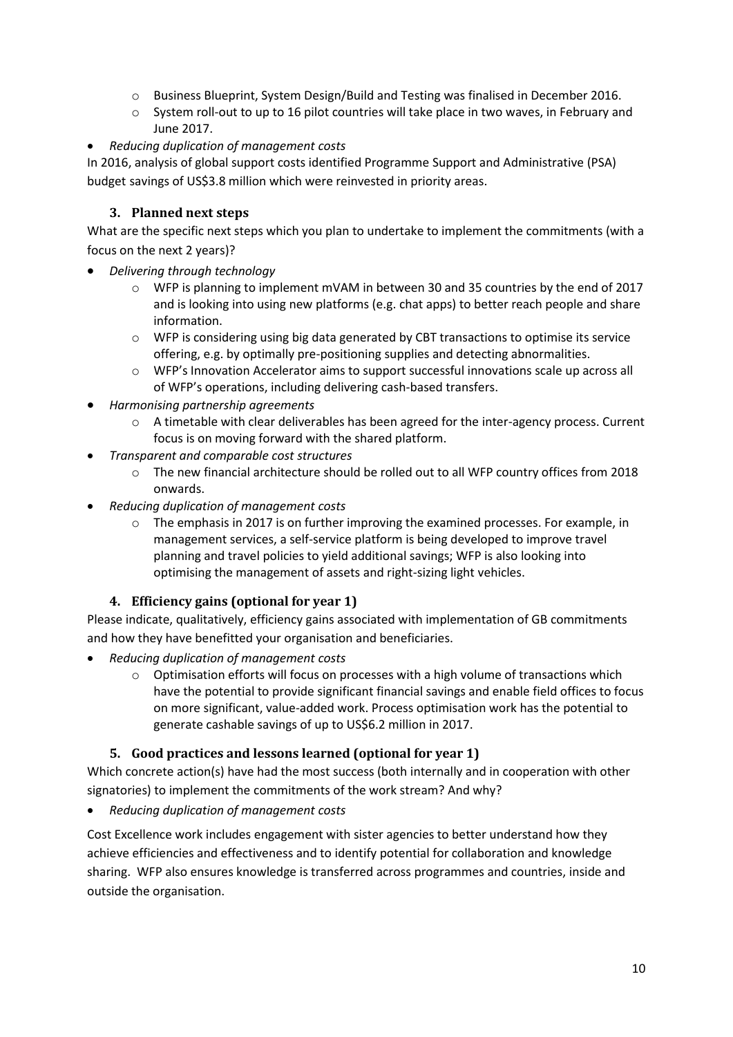- Business Blueprint, System Design/Build and Testing was finalised in December 2016.
  - System roll-out to up to 16 pilot countries will take place in two waves, in February and June 2017.
- *Reducing duplication of management costs*

In 2016, analysis of global support costs identified Programme Support and Administrative (PSA) budget savings of US$3.8 million which were reinvested in priority areas.

### 3. Planned next steps

What are the specific next steps which you plan to undertake to implement the commitments (with a focus on the next 2 years)?

- *Delivering through technology*
  - WFP is planning to implement mVAM in between 30 and 35 countries by the end of 2017 and is looking into using new platforms (e.g. chat apps) to better reach people and share information.
  - WFP is considering using big data generated by CBT transactions to optimise its service offering, e.g. by optimally pre-positioning supplies and detecting abnormalities.
  - WFP's Innovation Accelerator aims to support successful innovations scale up across all of WFP's operations, including delivering cash-based transfers.
- *Harmonising partnership agreements*
  - A timetable with clear deliverables has been agreed for the inter-agency process. Current focus is on moving forward with the shared platform.
- *Transparent and comparable cost structures*
  - The new financial architecture should be rolled out to all WFP country offices from 2018 onwards.
- *Reducing duplication of management costs*
  - The emphasis in 2017 is on further improving the examined processes. For example, in management services, a self-service platform is being developed to improve travel planning and travel policies to yield additional savings; WFP is also looking into optimising the management of assets and right-sizing light vehicles.

### 4. Efficiency gains (optional for year 1)

Please indicate, qualitatively, efficiency gains associated with implementation of GB commitments and how they have benefitted your organisation and beneficiaries.

- *Reducing duplication of management costs*
  - Optimisation efforts will focus on processes with a high volume of transactions which have the potential to provide significant financial savings and enable field offices to focus on more significant, value-added work. Process optimisation work has the potential to generate cashable savings of up to US$6.2 million in 2017.

### 5. Good practices and lessons learned (optional for year 1)

Which concrete action(s) have had the most success (both internally and in cooperation with other signatories) to implement the commitments of the work stream? And why?

- *Reducing duplication of management costs*

Cost Excellence work includes engagement with sister agencies to better understand how they achieve efficiencies and effectiveness and to identify potential for collaboration and knowledge sharing. WFP also ensures knowledge is transferred across programmes and countries, inside and outside the organisation.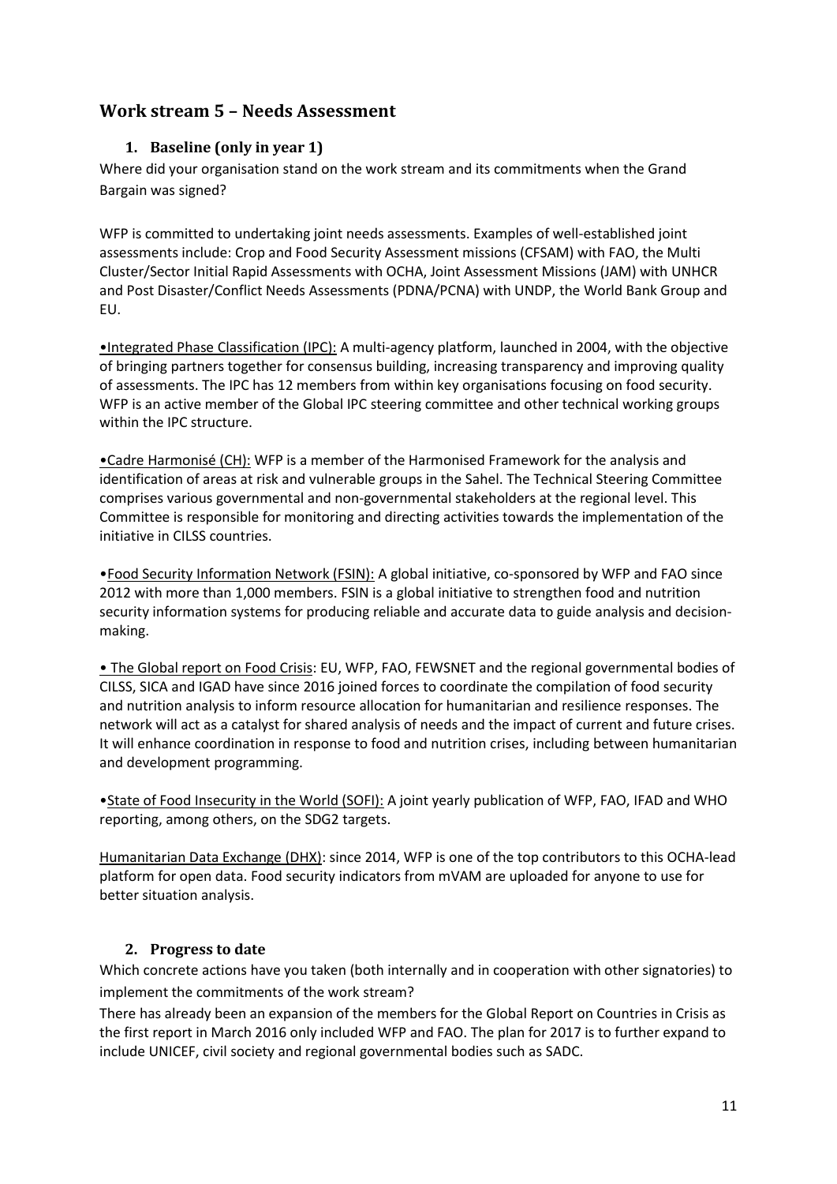## Work stream 5 – Needs Assessment

### 1. Baseline (only in year 1)

Where did your organisation stand on the work stream and its commitments when the Grand Bargain was signed?

WFP is committed to undertaking joint needs assessments. Examples of well-established joint assessments include: Crop and Food Security Assessment missions (CFSAM) with FAO, the Multi Cluster/Sector Initial Rapid Assessments with OCHA, Joint Assessment Missions (JAM) with UNHCR and Post Disaster/Conflict Needs Assessments (PDNA/PCNA) with UNDP, the World Bank Group and EU.

•Integrated Phase Classification (IPC): A multi-agency platform, launched in 2004, with the objective of bringing partners together for consensus building, increasing transparency and improving quality of assessments. The IPC has 12 members from within key organisations focusing on food security. WFP is an active member of the Global IPC steering committee and other technical working groups within the IPC structure.

•Cadre Harmonisé (CH): WFP is a member of the Harmonised Framework for the analysis and identification of areas at risk and vulnerable groups in the Sahel. The Technical Steering Committee comprises various governmental and non-governmental stakeholders at the regional level. This Committee is responsible for monitoring and directing activities towards the implementation of the initiative in CILSS countries.

•Food Security Information Network (FSIN): A global initiative, co-sponsored by WFP and FAO since 2012 with more than 1,000 members. FSIN is a global initiative to strengthen food and nutrition security information systems for producing reliable and accurate data to guide analysis and decision-making.

• The Global report on Food Crisis: EU, WFP, FAO, FEWSNET and the regional governmental bodies of CILSS, SICA and IGAD have since 2016 joined forces to coordinate the compilation of food security and nutrition analysis to inform resource allocation for humanitarian and resilience responses. The network will act as a catalyst for shared analysis of needs and the impact of current and future crises. It will enhance coordination in response to food and nutrition crises, including between humanitarian and development programming.

•State of Food Insecurity in the World (SOFI): A joint yearly publication of WFP, FAO, IFAD and WHO reporting, among others, on the SDG2 targets.

Humanitarian Data Exchange (DHX): since 2014, WFP is one of the top contributors to this OCHA-lead platform for open data. Food security indicators from mVAM are uploaded for anyone to use for better situation analysis.

### 2. Progress to date

Which concrete actions have you taken (both internally and in cooperation with other signatories) to implement the commitments of the work stream?

There has already been an expansion of the members for the Global Report on Countries in Crisis as the first report in March 2016 only included WFP and FAO. The plan for 2017 is to further expand to include UNICEF, civil society and regional governmental bodies such as SADC.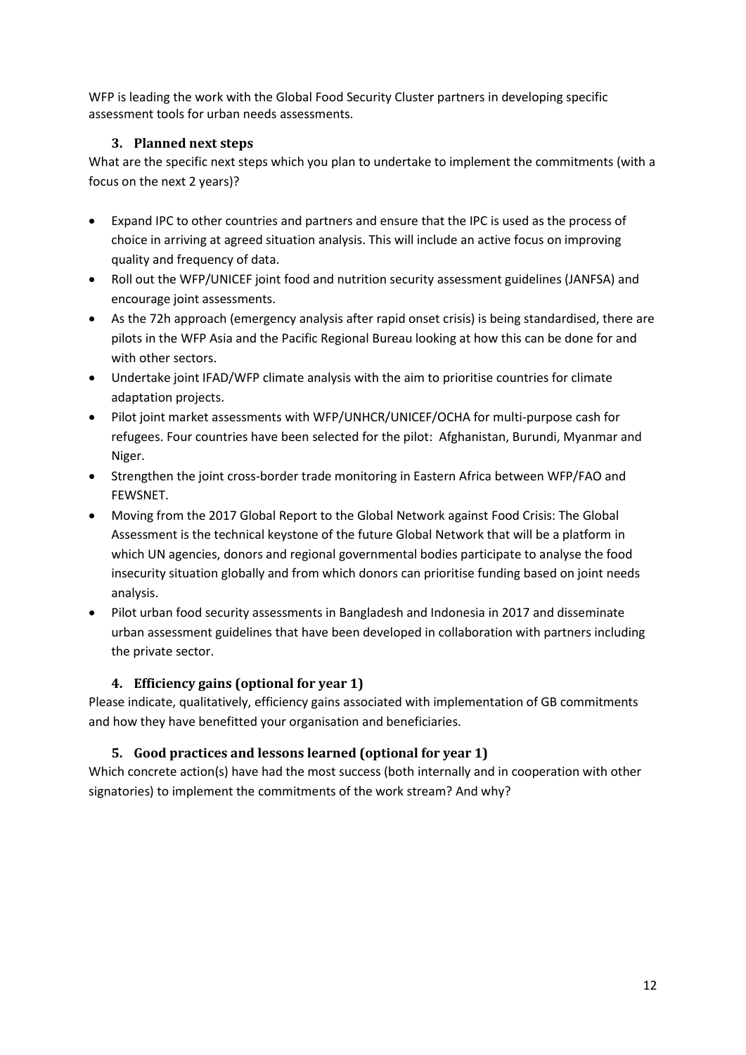WFP is leading the work with the Global Food Security Cluster partners in developing specific assessment tools for urban needs assessments.

### 3. Planned next steps

What are the specific next steps which you plan to undertake to implement the commitments (with a focus on the next 2 years)?

- Expand IPC to other countries and partners and ensure that the IPC is used as the process of choice in arriving at agreed situation analysis. This will include an active focus on improving quality and frequency of data.
- Roll out the WFP/UNICEF joint food and nutrition security assessment guidelines (JANFSA) and encourage joint assessments.
- As the 72h approach (emergency analysis after rapid onset crisis) is being standardised, there are pilots in the WFP Asia and the Pacific Regional Bureau looking at how this can be done for and with other sectors.
- Undertake joint IFAD/WFP climate analysis with the aim to prioritise countries for climate adaptation projects.
- Pilot joint market assessments with WFP/UNHCR/UNICEF/OCHA for multi-purpose cash for refugees. Four countries have been selected for the pilot: Afghanistan, Burundi, Myanmar and Niger.
- Strengthen the joint cross-border trade monitoring in Eastern Africa between WFP/FAO and FEWSNET.
- Moving from the 2017 Global Report to the Global Network against Food Crisis: The Global Assessment is the technical keystone of the future Global Network that will be a platform in which UN agencies, donors and regional governmental bodies participate to analyse the food insecurity situation globally and from which donors can prioritise funding based on joint needs analysis.
- Pilot urban food security assessments in Bangladesh and Indonesia in 2017 and disseminate urban assessment guidelines that have been developed in collaboration with partners including the private sector.

### 4. Efficiency gains (optional for year 1)

Please indicate, qualitatively, efficiency gains associated with implementation of GB commitments and how they have benefitted your organisation and beneficiaries.

### 5. Good practices and lessons learned (optional for year 1)

Which concrete action(s) have had the most success (both internally and in cooperation with other signatories) to implement the commitments of the work stream? And why?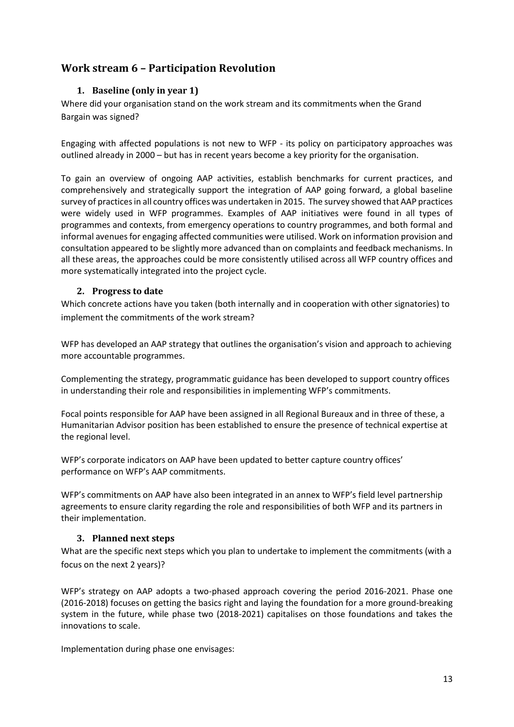## Work stream 6 – Participation Revolution

### 1. Baseline (only in year 1)

Where did your organisation stand on the work stream and its commitments when the Grand Bargain was signed?

Engaging with affected populations is not new to WFP - its policy on participatory approaches was outlined already in 2000 – but has in recent years become a key priority for the organisation.

To gain an overview of ongoing AAP activities, establish benchmarks for current practices, and comprehensively and strategically support the integration of AAP going forward, a global baseline survey of practices in all country offices was undertaken in 2015. The survey showed that AAP practices were widely used in WFP programmes. Examples of AAP initiatives were found in all types of programmes and contexts, from emergency operations to country programmes, and both formal and informal avenues for engaging affected communities were utilised. Work on information provision and consultation appeared to be slightly more advanced than on complaints and feedback mechanisms. In all these areas, the approaches could be more consistently utilised across all WFP country offices and more systematically integrated into the project cycle.

### 2. Progress to date

Which concrete actions have you taken (both internally and in cooperation with other signatories) to implement the commitments of the work stream?

WFP has developed an AAP strategy that outlines the organisation's vision and approach to achieving more accountable programmes.

Complementing the strategy, programmatic guidance has been developed to support country offices in understanding their role and responsibilities in implementing WFP's commitments.

Focal points responsible for AAP have been assigned in all Regional Bureaux and in three of these, a Humanitarian Advisor position has been established to ensure the presence of technical expertise at the regional level.

WFP's corporate indicators on AAP have been updated to better capture country offices' performance on WFP's AAP commitments.

WFP's commitments on AAP have also been integrated in an annex to WFP's field level partnership agreements to ensure clarity regarding the role and responsibilities of both WFP and its partners in their implementation.

### 3. Planned next steps

What are the specific next steps which you plan to undertake to implement the commitments (with a focus on the next 2 years)?

WFP's strategy on AAP adopts a two-phased approach covering the period 2016-2021. Phase one (2016-2018) focuses on getting the basics right and laying the foundation for a more ground-breaking system in the future, while phase two (2018-2021) capitalises on those foundations and takes the innovations to scale.

Implementation during phase one envisages: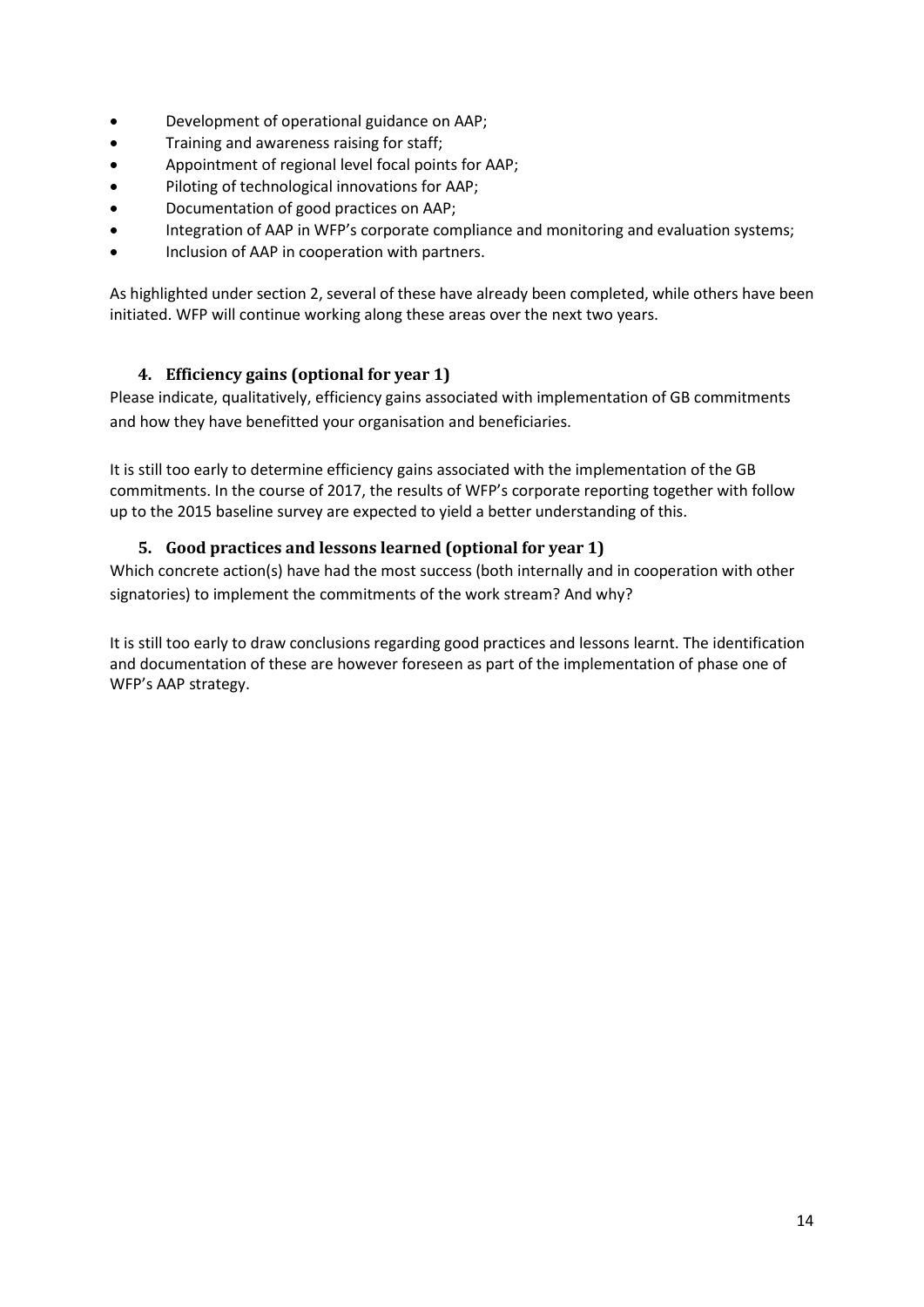- Development of operational guidance on AAP;
- Training and awareness raising for staff;
- Appointment of regional level focal points for AAP;
- Piloting of technological innovations for AAP;
- Documentation of good practices on AAP;
- Integration of AAP in WFP's corporate compliance and monitoring and evaluation systems;
- Inclusion of AAP in cooperation with partners.

As highlighted under section 2, several of these have already been completed, while others have been initiated. WFP will continue working along these areas over the next two years.

### 4. Efficiency gains (optional for year 1)

Please indicate, qualitatively, efficiency gains associated with implementation of GB commitments and how they have benefitted your organisation and beneficiaries.

It is still too early to determine efficiency gains associated with the implementation of the GB commitments. In the course of 2017, the results of WFP's corporate reporting together with follow up to the 2015 baseline survey are expected to yield a better understanding of this.

### 5. Good practices and lessons learned (optional for year 1)

Which concrete action(s) have had the most success (both internally and in cooperation with other signatories) to implement the commitments of the work stream? And why?

It is still too early to draw conclusions regarding good practices and lessons learnt. The identification and documentation of these are however foreseen as part of the implementation of phase one of WFP's AAP strategy.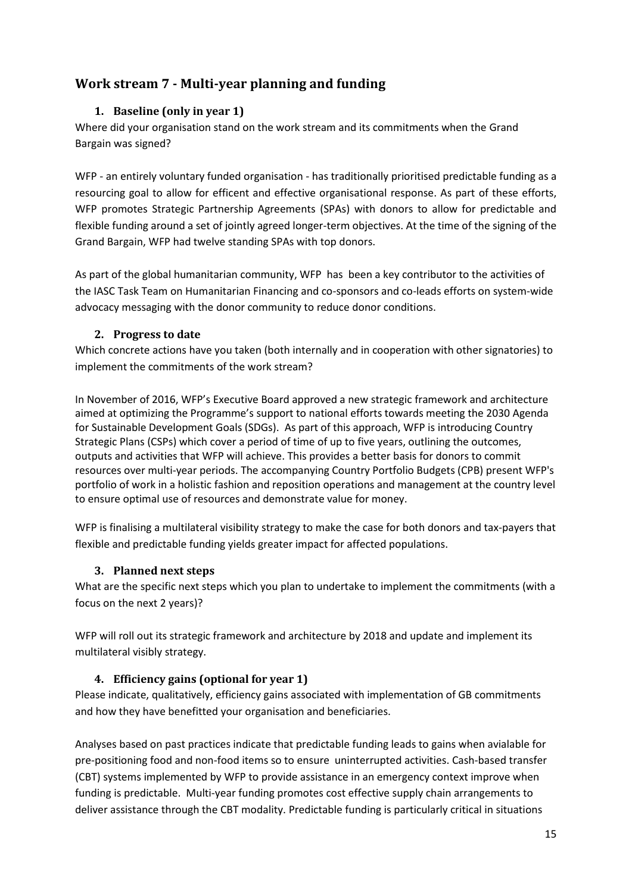## Work stream 7 - Multi-year planning and funding

### 1. Baseline (only in year 1)

Where did your organisation stand on the work stream and its commitments when the Grand Bargain was signed?

WFP - an entirely voluntary funded organisation - has traditionally prioritised predictable funding as a resourcing goal to allow for efficent and effective organisational response. As part of these efforts, WFP promotes Strategic Partnership Agreements (SPAs) with donors to allow for predictable and flexible funding around a set of jointly agreed longer-term objectives. At the time of the signing of the Grand Bargain, WFP had twelve standing SPAs with top donors.

As part of the global humanitarian community, WFP has been a key contributor to the activities of the IASC Task Team on Humanitarian Financing and co-sponsors and co-leads efforts on system-wide advocacy messaging with the donor community to reduce donor conditions.

### 2. Progress to date

Which concrete actions have you taken (both internally and in cooperation with other signatories) to implement the commitments of the work stream?

In November of 2016, WFP's Executive Board approved a new strategic framework and architecture aimed at optimizing the Programme's support to national efforts towards meeting the 2030 Agenda for Sustainable Development Goals (SDGs). As part of this approach, WFP is introducing Country Strategic Plans (CSPs) which cover a period of time of up to five years, outlining the outcomes, outputs and activities that WFP will achieve. This provides a better basis for donors to commit resources over multi-year periods. The accompanying Country Portfolio Budgets (CPB) present WFP's portfolio of work in a holistic fashion and reposition operations and management at the country level to ensure optimal use of resources and demonstrate value for money.

WFP is finalising a multilateral visibility strategy to make the case for both donors and tax-payers that flexible and predictable funding yields greater impact for affected populations.

### 3. Planned next steps

What are the specific next steps which you plan to undertake to implement the commitments (with a focus on the next 2 years)?

WFP will roll out its strategic framework and architecture by 2018 and update and implement its multilateral visibly strategy.

### 4. Efficiency gains (optional for year 1)

Please indicate, qualitatively, efficiency gains associated with implementation of GB commitments and how they have benefitted your organisation and beneficiaries.

Analyses based on past practices indicate that predictable funding leads to gains when avialable for pre-positioning food and non-food items so to ensure uninterrupted activities. Cash-based transfer (CBT) systems implemented by WFP to provide assistance in an emergency context improve when funding is predictable. Multi-year funding promotes cost effective supply chain arrangements to deliver assistance through the CBT modality. Predictable funding is particularly critical in situations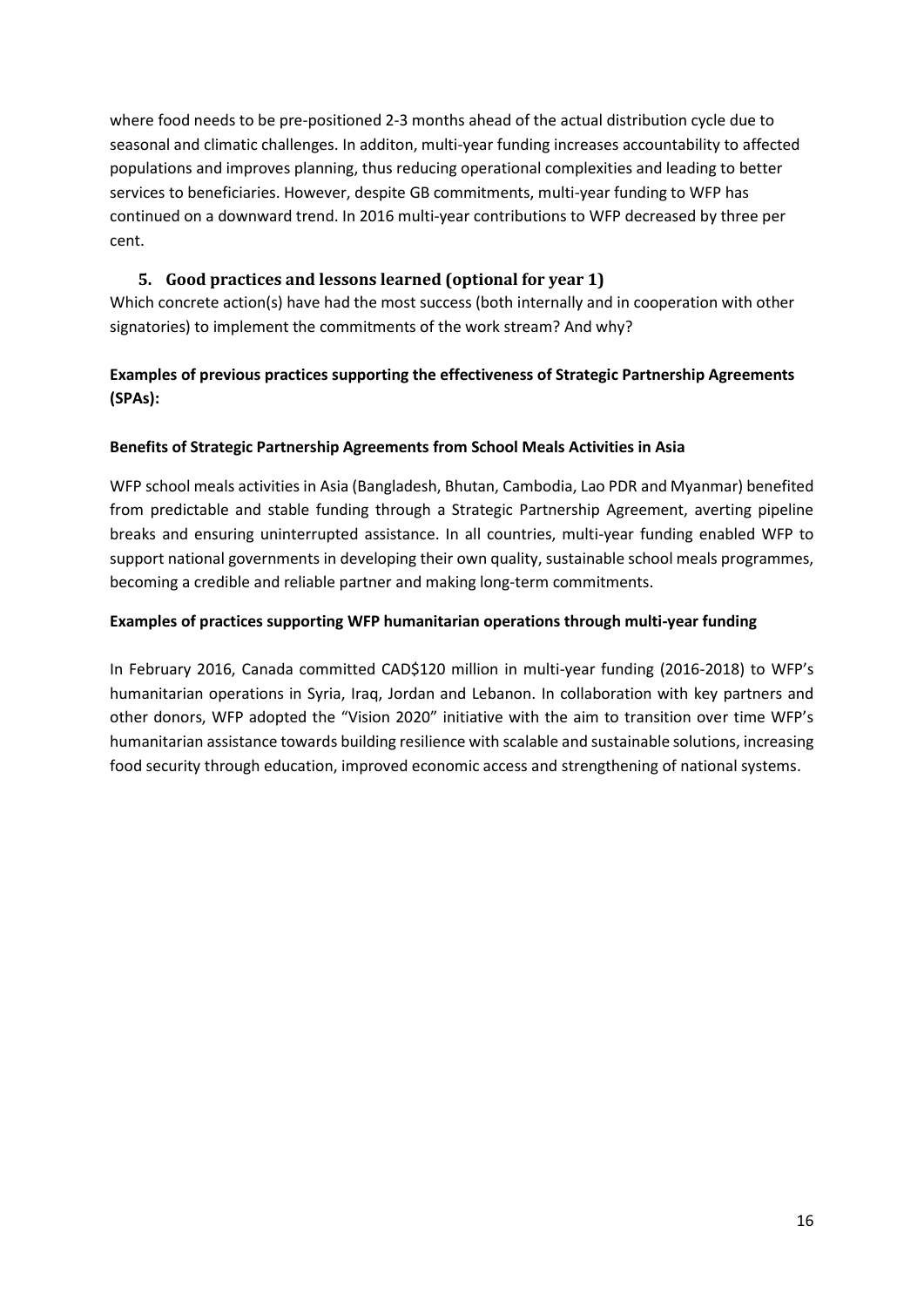where food needs to be pre-positioned 2-3 months ahead of the actual distribution cycle due to seasonal and climatic challenges. In additon, multi-year funding increases accountability to affected populations and improves planning, thus reducing operational complexities and leading to better services to beneficiaries. However, despite GB commitments, multi-year funding to WFP has continued on a downward trend. In 2016 multi-year contributions to WFP decreased by three per cent.

## 5. Good practices and lessons learned (optional for year 1)

Which concrete action(s) have had the most success (both internally and in cooperation with other signatories) to implement the commitments of the work stream? And why?

**Examples of previous practices supporting the effectiveness of Strategic Partnership Agreements (SPAs):**

**Benefits of Strategic Partnership Agreements from School Meals Activities in Asia**

WFP school meals activities in Asia (Bangladesh, Bhutan, Cambodia, Lao PDR and Myanmar) benefited from predictable and stable funding through a Strategic Partnership Agreement, averting pipeline breaks and ensuring uninterrupted assistance. In all countries, multi-year funding enabled WFP to support national governments in developing their own quality, sustainable school meals programmes, becoming a credible and reliable partner and making long-term commitments.

**Examples of practices supporting WFP humanitarian operations through multi-year funding**

In February 2016, Canada committed CAD$120 million in multi-year funding (2016-2018) to WFP's humanitarian operations in Syria, Iraq, Jordan and Lebanon. In collaboration with key partners and other donors, WFP adopted the "Vision 2020" initiative with the aim to transition over time WFP's humanitarian assistance towards building resilience with scalable and sustainable solutions, increasing food security through education, improved economic access and strengthening of national systems.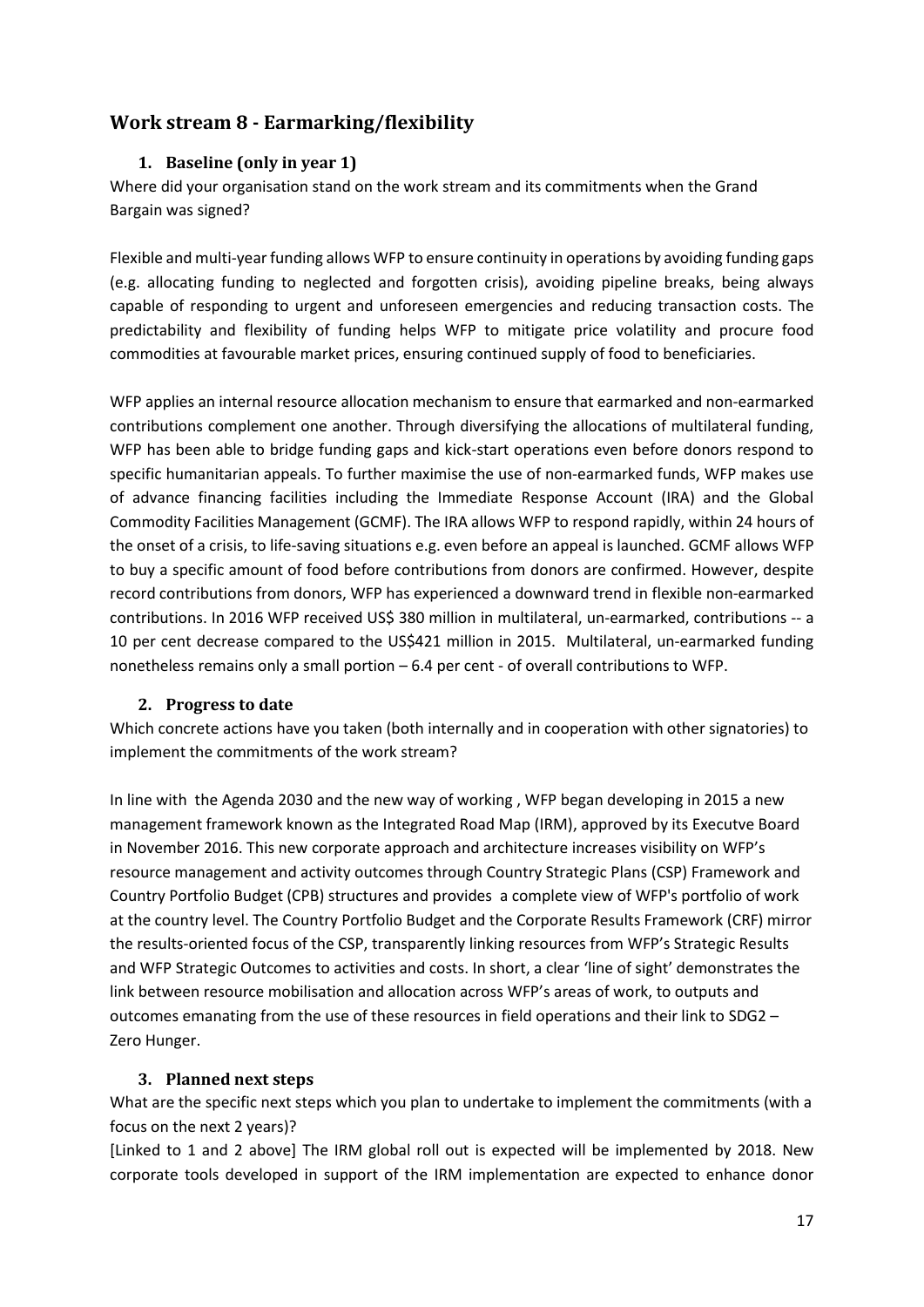## Work stream 8 - Earmarking/flexibility

### 1. Baseline (only in year 1)

Where did your organisation stand on the work stream and its commitments when the Grand Bargain was signed?

Flexible and multi-year funding allows WFP to ensure continuity in operations by avoiding funding gaps (e.g. allocating funding to neglected and forgotten crisis), avoiding pipeline breaks, being always capable of responding to urgent and unforeseen emergencies and reducing transaction costs. The predictability and flexibility of funding helps WFP to mitigate price volatility and procure food commodities at favourable market prices, ensuring continued supply of food to beneficiaries.

WFP applies an internal resource allocation mechanism to ensure that earmarked and non-earmarked contributions complement one another. Through diversifying the allocations of multilateral funding, WFP has been able to bridge funding gaps and kick-start operations even before donors respond to specific humanitarian appeals. To further maximise the use of non-earmarked funds, WFP makes use of advance financing facilities including the Immediate Response Account (IRA) and the Global Commodity Facilities Management (GCMF). The IRA allows WFP to respond rapidly, within 24 hours of the onset of a crisis, to life-saving situations e.g. even before an appeal is launched. GCMF allows WFP to buy a specific amount of food before contributions from donors are confirmed. However, despite record contributions from donors, WFP has experienced a downward trend in flexible non-earmarked contributions. In 2016 WFP received US$ 380 million in multilateral, un-earmarked, contributions -- a 10 per cent decrease compared to the US$421 million in 2015. Multilateral, un-earmarked funding nonetheless remains only a small portion – 6.4 per cent - of overall contributions to WFP.

### 2. Progress to date

Which concrete actions have you taken (both internally and in cooperation with other signatories) to implement the commitments of the work stream?

In line with the Agenda 2030 and the new way of working , WFP began developing in 2015 a new management framework known as the Integrated Road Map (IRM), approved by its Executve Board in November 2016. This new corporate approach and architecture increases visibility on WFP's resource management and activity outcomes through Country Strategic Plans (CSP) Framework and Country Portfolio Budget (CPB) structures and provides a complete view of WFP's portfolio of work at the country level. The Country Portfolio Budget and the Corporate Results Framework (CRF) mirror the results-oriented focus of the CSP, transparently linking resources from WFP's Strategic Results and WFP Strategic Outcomes to activities and costs. In short, a clear 'line of sight' demonstrates the link between resource mobilisation and allocation across WFP's areas of work, to outputs and outcomes emanating from the use of these resources in field operations and their link to SDG2 – Zero Hunger.

### 3. Planned next steps

What are the specific next steps which you plan to undertake to implement the commitments (with a focus on the next 2 years)?

[Linked to 1 and 2 above] The IRM global roll out is expected will be implemented by 2018. New corporate tools developed in support of the IRM implementation are expected to enhance donor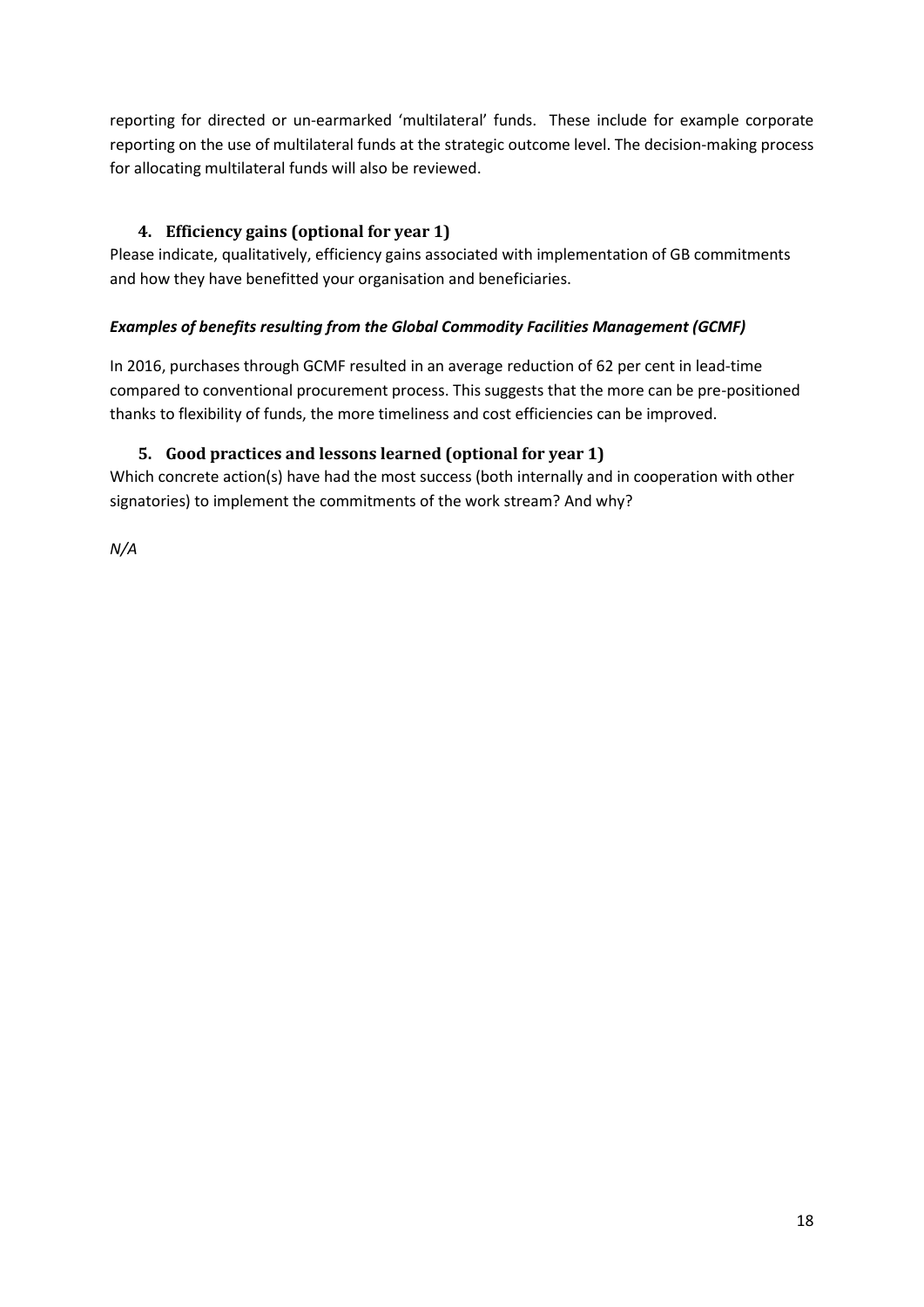reporting for directed or un-earmarked 'multilateral' funds. These include for example corporate reporting on the use of multilateral funds at the strategic outcome level. The decision-making process for allocating multilateral funds will also be reviewed.

### 4. Efficiency gains (optional for year 1)

Please indicate, qualitatively, efficiency gains associated with implementation of GB commitments and how they have benefitted your organisation and beneficiaries.

***Examples of benefits resulting from the Global Commodity Facilities Management (GCMF)***

In 2016, purchases through GCMF resulted in an average reduction of 62 per cent in lead-time compared to conventional procurement process. This suggests that the more can be pre-positioned thanks to flexibility of funds, the more timeliness and cost efficiencies can be improved.

### 5. Good practices and lessons learned (optional for year 1)

Which concrete action(s) have had the most success (both internally and in cooperation with other signatories) to implement the commitments of the work stream? And why?

*N/A*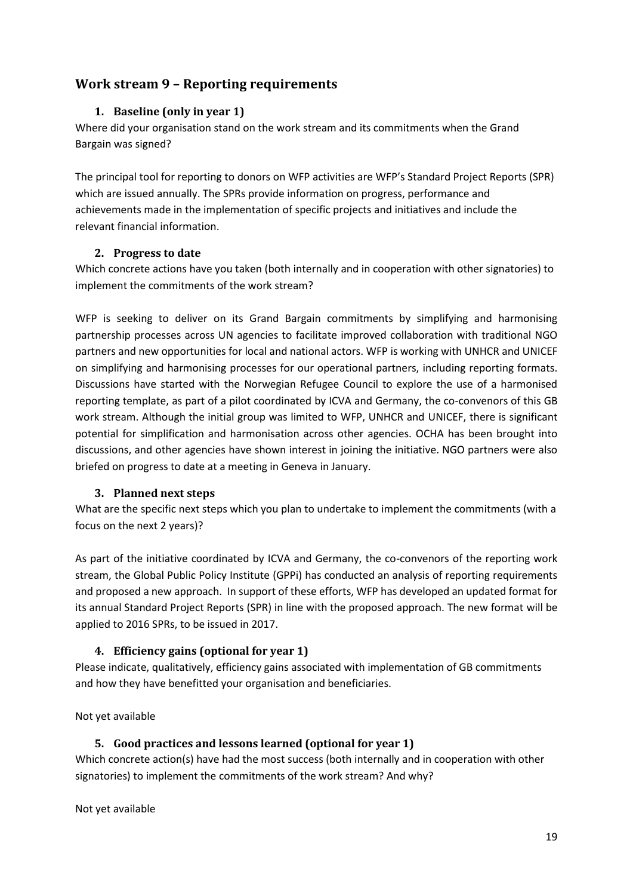## Work stream 9 – Reporting requirements

### 1. Baseline (only in year 1)

Where did your organisation stand on the work stream and its commitments when the Grand Bargain was signed?

The principal tool for reporting to donors on WFP activities are WFP's Standard Project Reports (SPR) which are issued annually. The SPRs provide information on progress, performance and achievements made in the implementation of specific projects and initiatives and include the relevant financial information.

### 2. Progress to date

Which concrete actions have you taken (both internally and in cooperation with other signatories) to implement the commitments of the work stream?

WFP is seeking to deliver on its Grand Bargain commitments by simplifying and harmonising partnership processes across UN agencies to facilitate improved collaboration with traditional NGO partners and new opportunities for local and national actors. WFP is working with UNHCR and UNICEF on simplifying and harmonising processes for our operational partners, including reporting formats. Discussions have started with the Norwegian Refugee Council to explore the use of a harmonised reporting template, as part of a pilot coordinated by ICVA and Germany, the co-convenors of this GB work stream. Although the initial group was limited to WFP, UNHCR and UNICEF, there is significant potential for simplification and harmonisation across other agencies. OCHA has been brought into discussions, and other agencies have shown interest in joining the initiative. NGO partners were also briefed on progress to date at a meeting in Geneva in January.

### 3. Planned next steps

What are the specific next steps which you plan to undertake to implement the commitments (with a focus on the next 2 years)?

As part of the initiative coordinated by ICVA and Germany, the co-convenors of the reporting work stream, the Global Public Policy Institute (GPPi) has conducted an analysis of reporting requirements and proposed a new approach. In support of these efforts, WFP has developed an updated format for its annual Standard Project Reports (SPR) in line with the proposed approach. The new format will be applied to 2016 SPRs, to be issued in 2017.

### 4. Efficiency gains (optional for year 1)

Please indicate, qualitatively, efficiency gains associated with implementation of GB commitments and how they have benefitted your organisation and beneficiaries.

Not yet available

### 5. Good practices and lessons learned (optional for year 1)

Which concrete action(s) have had the most success (both internally and in cooperation with other signatories) to implement the commitments of the work stream? And why?

Not yet available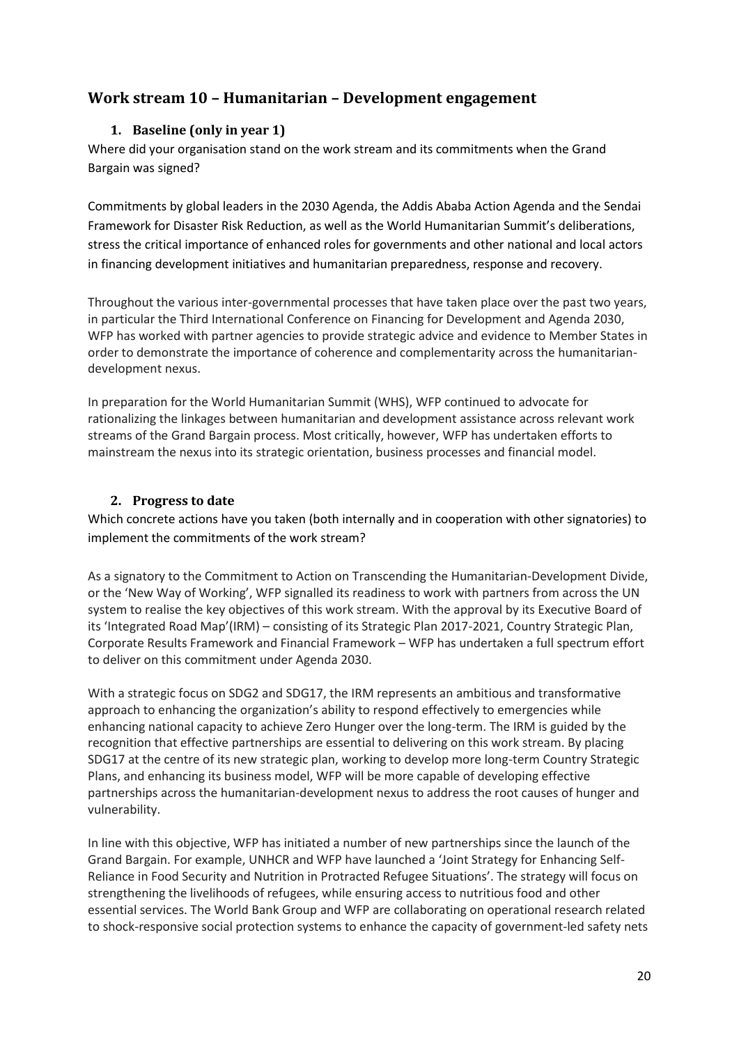## Work stream 10 – Humanitarian – Development engagement

### 1. Baseline (only in year 1)

Where did your organisation stand on the work stream and its commitments when the Grand Bargain was signed?

Commitments by global leaders in the 2030 Agenda, the Addis Ababa Action Agenda and the Sendai Framework for Disaster Risk Reduction, as well as the World Humanitarian Summit's deliberations, stress the critical importance of enhanced roles for governments and other national and local actors in financing development initiatives and humanitarian preparedness, response and recovery.

Throughout the various inter-governmental processes that have taken place over the past two years, in particular the Third International Conference on Financing for Development and Agenda 2030, WFP has worked with partner agencies to provide strategic advice and evidence to Member States in order to demonstrate the importance of coherence and complementarity across the humanitarian-development nexus.

In preparation for the World Humanitarian Summit (WHS), WFP continued to advocate for rationalizing the linkages between humanitarian and development assistance across relevant work streams of the Grand Bargain process. Most critically, however, WFP has undertaken efforts to mainstream the nexus into its strategic orientation, business processes and financial model.

### 2. Progress to date

Which concrete actions have you taken (both internally and in cooperation with other signatories) to implement the commitments of the work stream?

As a signatory to the Commitment to Action on Transcending the Humanitarian-Development Divide, or the 'New Way of Working', WFP signalled its readiness to work with partners from across the UN system to realise the key objectives of this work stream. With the approval by its Executive Board of its 'Integrated Road Map'(IRM) – consisting of its Strategic Plan 2017-2021, Country Strategic Plan, Corporate Results Framework and Financial Framework – WFP has undertaken a full spectrum effort to deliver on this commitment under Agenda 2030.

With a strategic focus on SDG2 and SDG17, the IRM represents an ambitious and transformative approach to enhancing the organization's ability to respond effectively to emergencies while enhancing national capacity to achieve Zero Hunger over the long-term. The IRM is guided by the recognition that effective partnerships are essential to delivering on this work stream. By placing SDG17 at the centre of its new strategic plan, working to develop more long-term Country Strategic Plans, and enhancing its business model, WFP will be more capable of developing effective partnerships across the humanitarian-development nexus to address the root causes of hunger and vulnerability.

In line with this objective, WFP has initiated a number of new partnerships since the launch of the Grand Bargain. For example, UNHCR and WFP have launched a 'Joint Strategy for Enhancing Self-Reliance in Food Security and Nutrition in Protracted Refugee Situations'. The strategy will focus on strengthening the livelihoods of refugees, while ensuring access to nutritious food and other essential services. The World Bank Group and WFP are collaborating on operational research related to shock-responsive social protection systems to enhance the capacity of government-led safety nets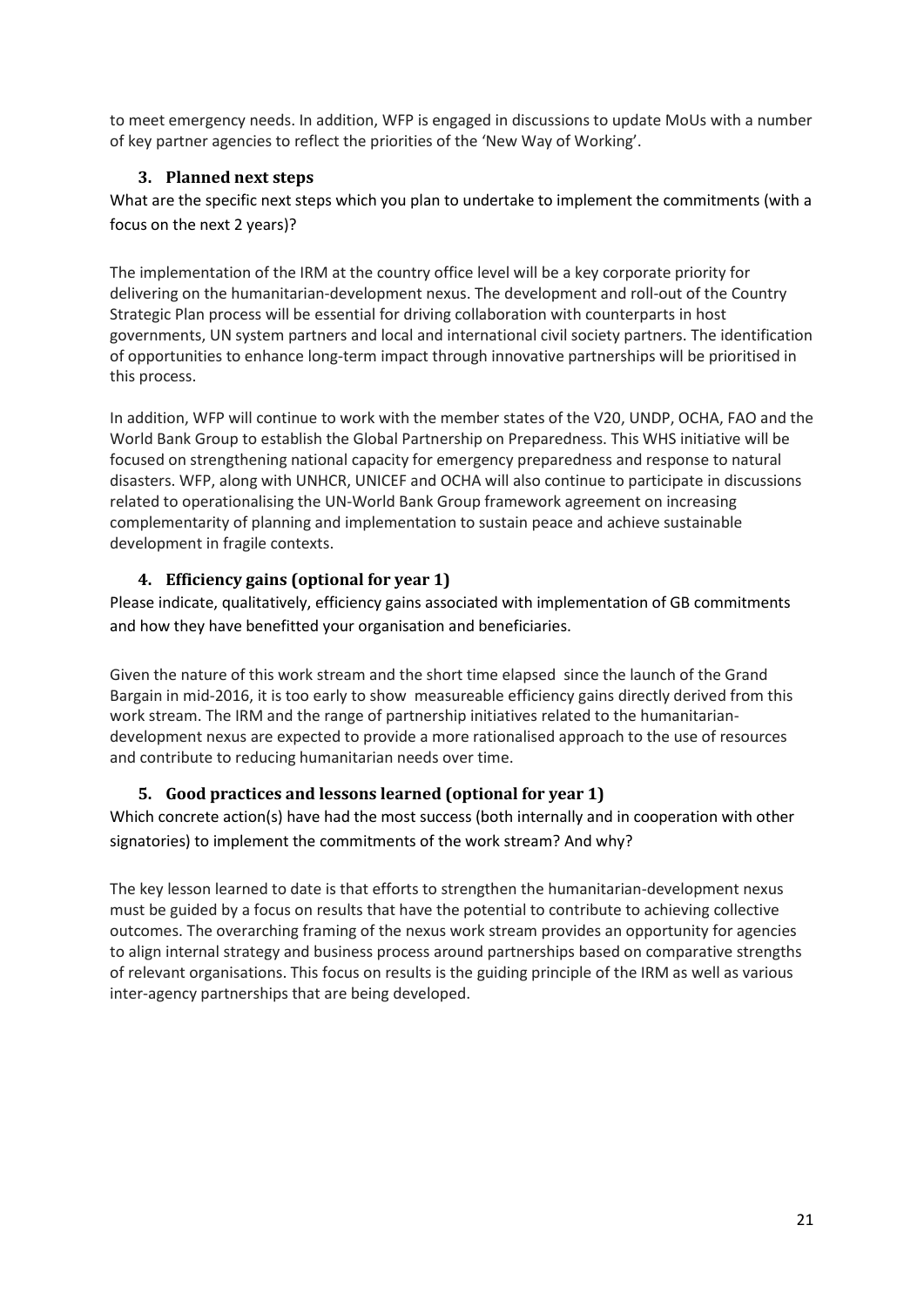to meet emergency needs. In addition, WFP is engaged in discussions to update MoUs with a number of key partner agencies to reflect the priorities of the 'New Way of Working'.

### 3. Planned next steps

What are the specific next steps which you plan to undertake to implement the commitments (with a focus on the next 2 years)?

The implementation of the IRM at the country office level will be a key corporate priority for delivering on the humanitarian-development nexus. The development and roll-out of the Country Strategic Plan process will be essential for driving collaboration with counterparts in host governments, UN system partners and local and international civil society partners. The identification of opportunities to enhance long-term impact through innovative partnerships will be prioritised in this process.

In addition, WFP will continue to work with the member states of the V20, UNDP, OCHA, FAO and the World Bank Group to establish the Global Partnership on Preparedness. This WHS initiative will be focused on strengthening national capacity for emergency preparedness and response to natural disasters. WFP, along with UNHCR, UNICEF and OCHA will also continue to participate in discussions related to operationalising the UN-World Bank Group framework agreement on increasing complementarity of planning and implementation to sustain peace and achieve sustainable development in fragile contexts.

### 4. Efficiency gains (optional for year 1)

Please indicate, qualitatively, efficiency gains associated with implementation of GB commitments and how they have benefitted your organisation and beneficiaries.

Given the nature of this work stream and the short time elapsed since the launch of the Grand Bargain in mid-2016, it is too early to show measureable efficiency gains directly derived from this work stream. The IRM and the range of partnership initiatives related to the humanitarian-development nexus are expected to provide a more rationalised approach to the use of resources and contribute to reducing humanitarian needs over time.

### 5. Good practices and lessons learned (optional for year 1)

Which concrete action(s) have had the most success (both internally and in cooperation with other signatories) to implement the commitments of the work stream? And why?

The key lesson learned to date is that efforts to strengthen the humanitarian-development nexus must be guided by a focus on results that have the potential to contribute to achieving collective outcomes. The overarching framing of the nexus work stream provides an opportunity for agencies to align internal strategy and business process around partnerships based on comparative strengths of relevant organisations. This focus on results is the guiding principle of the IRM as well as various inter-agency partnerships that are being developed.